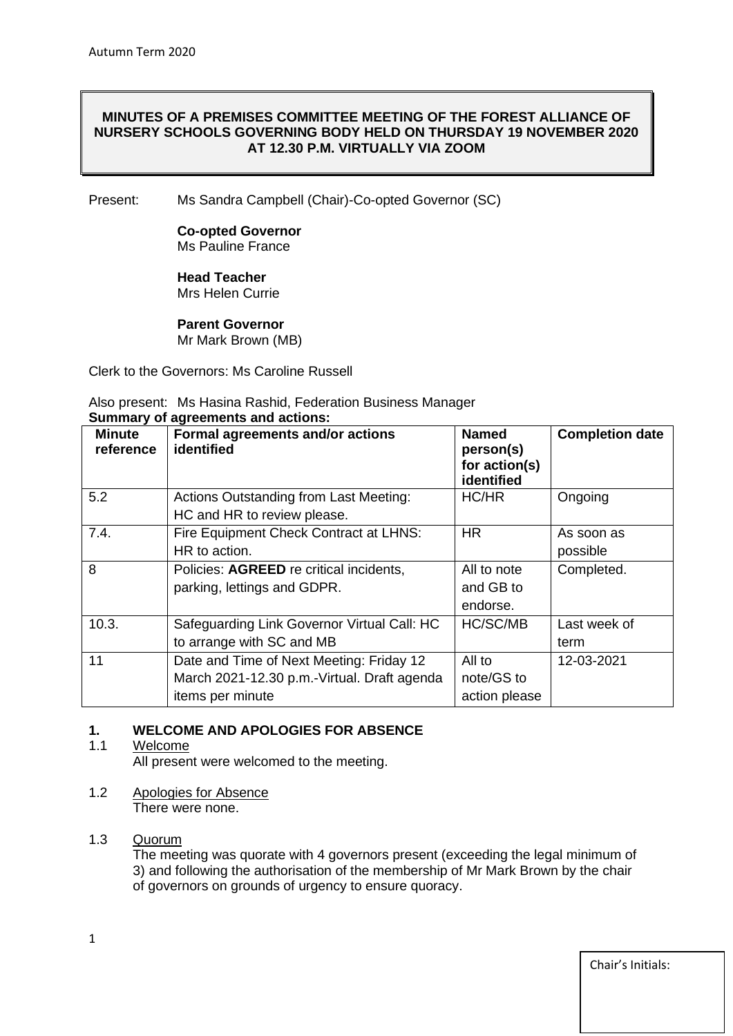Autumn Term 2020

**MINUTES OF A PREMISES COMMITTEE MEETING OF THE FOREST ALLIANCE OF NURSERY SCHOOLS GOVERNING BODY HELD ON THURSDAY 19 NOVEMBER 2020 AT 12.30 P.M. VIRTUALLY VIA ZOOM**

Present: Ms Sandra Campbell (Chair)-Co-opted Governor (SC)

**Co-opted Governor**
Ms Pauline France

**Head Teacher**
Mrs Helen Currie

**Parent Governor**
Mr Mark Brown (MB)

Clerk to the Governors: Ms Caroline Russell

Also present: Ms Hasina Rashid, Federation Business Manager

**Summary of agreements and actions:**

| Minute reference | Formal agreements and/or actions identified | Named person(s) for action(s) identified | Completion date |
|---|---|---|---|
| 5.2 | Actions Outstanding from Last Meeting: HC and HR to review please. | HC/HR | Ongoing |
| 7.4. | Fire Equipment Check Contract at LHNS: HR to action. | HR | As soon as possible |
| 8 | Policies: **AGREED** re critical incidents, parking, lettings and GDPR. | All to note and GB to endorse. | Completed. |
| 10.3. | Safeguarding Link Governor Virtual Call: HC to arrange with SC and MB | HC/SC/MB | Last week of term |
| 11 | Date and Time of Next Meeting: Friday 12 March 2021-12.30 p.m.-Virtual. Draft agenda items per minute | All to note/GS to action please | 12-03-2021 |

## 1. WELCOME AND APOLOGIES FOR ABSENCE

1.1 Welcome

All present were welcomed to the meeting.

1.2 Apologies for Absence

There were none.

1.3 Quorum

The meeting was quorate with 4 governors present (exceeding the legal minimum of 3) and following the authorisation of the membership of Mr Mark Brown by the chair of governors on grounds of urgency to ensure quoracy.

Chair's Initials: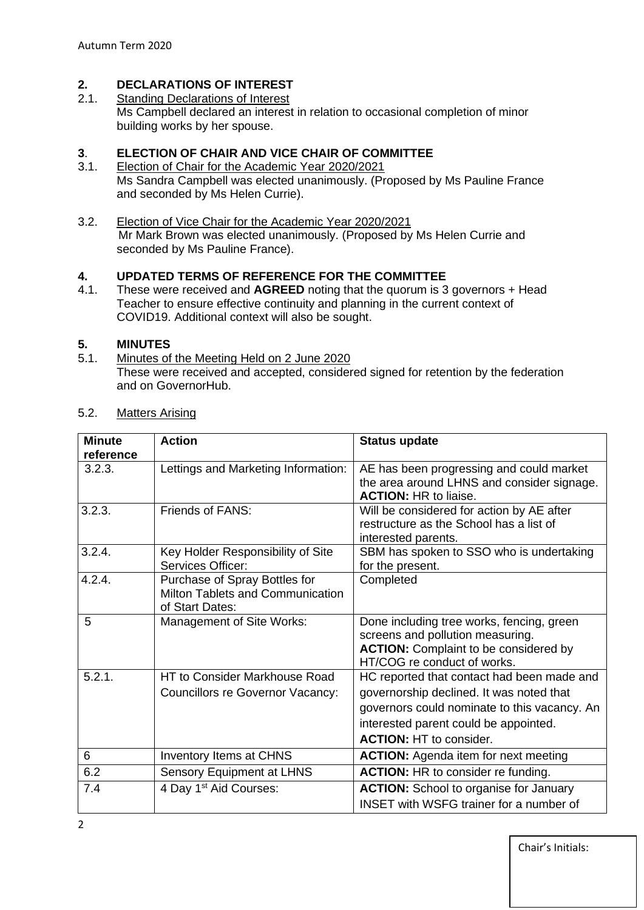## 2. DECLARATIONS OF INTEREST

2.1. Standing Declarations of Interest

Ms Campbell declared an interest in relation to occasional completion of minor building works by her spouse.

## 3. ELECTION OF CHAIR AND VICE CHAIR OF COMMITTEE

3.1. Election of Chair for the Academic Year 2020/2021

Ms Sandra Campbell was elected unanimously. (Proposed by Ms Pauline France and seconded by Ms Helen Currie).

3.2. Election of Vice Chair for the Academic Year 2020/2021

Mr Mark Brown was elected unanimously. (Proposed by Ms Helen Currie and seconded by Ms Pauline France).

## 4. UPDATED TERMS OF REFERENCE FOR THE COMMITTEE

4.1. These were received and **AGREED** noting that the quorum is 3 governors + Head Teacher to ensure effective continuity and planning in the current context of COVID19. Additional context will also be sought.

## 5. MINUTES

5.1. Minutes of the Meeting Held on 2 June 2020

These were received and accepted, considered signed for retention by the federation and on GovernorHub.

5.2. Matters Arising

| Minute reference | Action | Status update |
|---|---|---|
| 3.2.3. | Lettings and Marketing Information: | AE has been progressing and could market the area around LHNS and consider signage. **ACTION:** HR to liaise. |
| 3.2.3. | Friends of FANS: | Will be considered for action by AE after restructure as the School has a list of interested parents. |
| 3.2.4. | Key Holder Responsibility of Site Services Officer: | SBM has spoken to SSO who is undertaking for the present. |
| 4.2.4. | Purchase of Spray Bottles for Milton Tablets and Communication of Start Dates: | Completed |
| 5 | Management of Site Works: | Done including tree works, fencing, green screens and pollution measuring. **ACTION:** Complaint to be considered by HT/COG re conduct of works. |
| 5.2.1. | HT to Consider Markhouse Road Councillors re Governor Vacancy: | HC reported that contact had been made and governorship declined. It was noted that governors could nominate to this vacancy. An interested parent could be appointed. **ACTION:** HT to consider. |
| 6 | Inventory Items at CHNS | **ACTION:** Agenda item for next meeting |
| 6.2 | Sensory Equipment at LHNS | **ACTION:** HR to consider re funding. |
| 7.4 | 4 Day 1st Aid Courses: | **ACTION:** School to organise for January INSET with WSFG trainer for a number of |

Chair's Initials: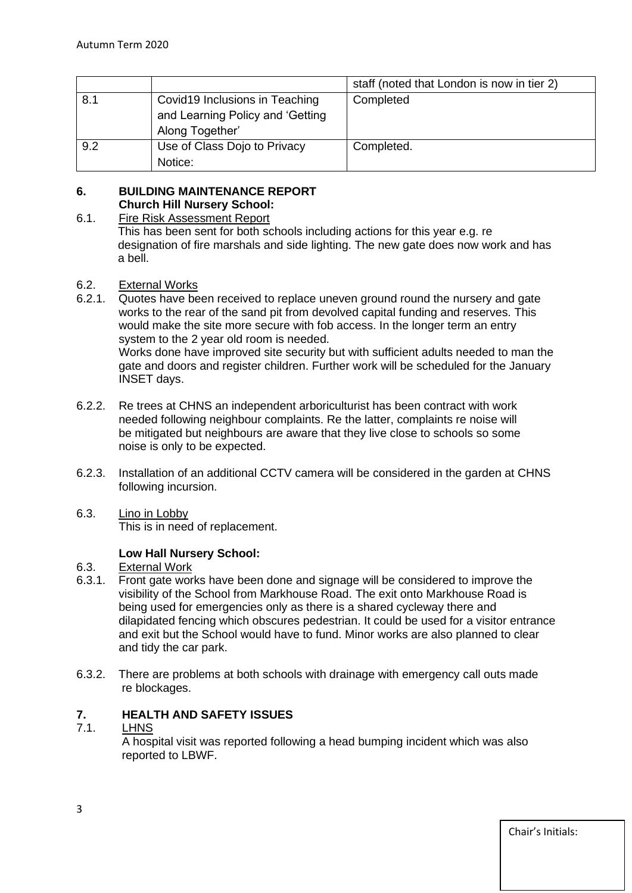| | | staff (noted that London is now in tier 2) |
|---|---|---|
| 8.1 | Covid19 Inclusions in Teaching and Learning Policy and 'Getting Along Together' | Completed |
| 9.2 | Use of Class Dojo to Privacy Notice: | Completed. |

## 6. BUILDING MAINTENANCE REPORT

**Church Hill Nursery School:**

6.1. Fire Risk Assessment Report

This has been sent for both schools including actions for this year e.g. re designation of fire marshals and side lighting. The new gate does now work and has a bell.

6.2. External Works

6.2.1. Quotes have been received to replace uneven ground round the nursery and gate works to the rear of the sand pit from devolved capital funding and reserves. This would make the site more secure with fob access. In the longer term an entry system to the 2 year old room is needed.

Works done have improved site security but with sufficient adults needed to man the gate and doors and register children. Further work will be scheduled for the January INSET days.

6.2.2. Re trees at CHNS an independent arboriculturist has been contract with work needed following neighbour complaints. Re the latter, complaints re noise will be mitigated but neighbours are aware that they live close to schools so some noise is only to be expected.

6.2.3. Installation of an additional CCTV camera will be considered in the garden at CHNS following incursion.

6.3. Lino in Lobby

This is in need of replacement.

**Low Hall Nursery School:**

6.3. External Work

6.3.1. Front gate works have been done and signage will be considered to improve the visibility of the School from Markhouse Road. The exit onto Markhouse Road is being used for emergencies only as there is a shared cycleway there and dilapidated fencing which obscures pedestrian. It could be used for a visitor entrance and exit but the School would have to fund. Minor works are also planned to clear and tidy the car park.

6.3.2. There are problems at both schools with drainage with emergency call outs made re blockages.

## 7. HEALTH AND SAFETY ISSUES

7.1. LHNS

A hospital visit was reported following a head bumping incident which was also reported to LBWF.

Chair's Initials: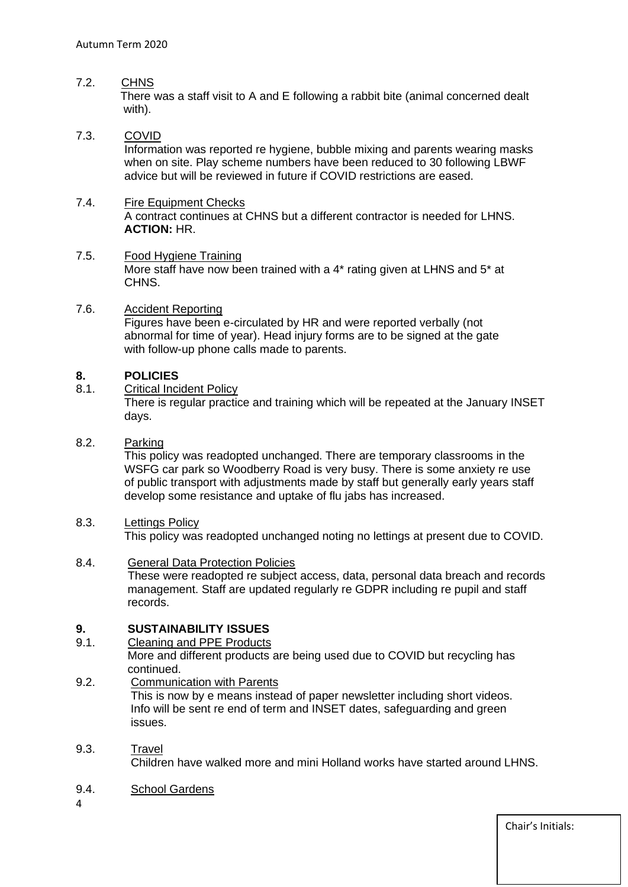7.2. CHNS

There was a staff visit to A and E following a rabbit bite (animal concerned dealt with).

7.3. COVID

Information was reported re hygiene, bubble mixing and parents wearing masks when on site. Play scheme numbers have been reduced to 30 following LBWF advice but will be reviewed in future if COVID restrictions are eased.

7.4. Fire Equipment Checks

A contract continues at CHNS but a different contractor is needed for LHNS. **ACTION:** HR.

7.5. Food Hygiene Training

More staff have now been trained with a 4* rating given at LHNS and 5* at CHNS.

7.6. Accident Reporting

Figures have been e-circulated by HR and were reported verbally (not abnormal for time of year). Head injury forms are to be signed at the gate with follow-up phone calls made to parents.

## 8. POLICIES

8.1. Critical Incident Policy

There is regular practice and training which will be repeated at the January INSET days.

8.2. Parking

This policy was readopted unchanged. There are temporary classrooms in the WSFG car park so Woodberry Road is very busy. There is some anxiety re use of public transport with adjustments made by staff but generally early years staff develop some resistance and uptake of flu jabs has increased.

8.3. Lettings Policy

This policy was readopted unchanged noting no lettings at present due to COVID.

8.4. General Data Protection Policies

These were readopted re subject access, data, personal data breach and records management. Staff are updated regularly re GDPR including re pupil and staff records.

## 9. SUSTAINABILITY ISSUES

9.1. Cleaning and PPE Products

More and different products are being used due to COVID but recycling has continued.

9.2. Communication with Parents

This is now by e means instead of paper newsletter including short videos. Info will be sent re end of term and INSET dates, safeguarding and green issues.

9.3. Travel

Children have walked more and mini Holland works have started around LHNS.

9.4. School Gardens

Chair's Initials: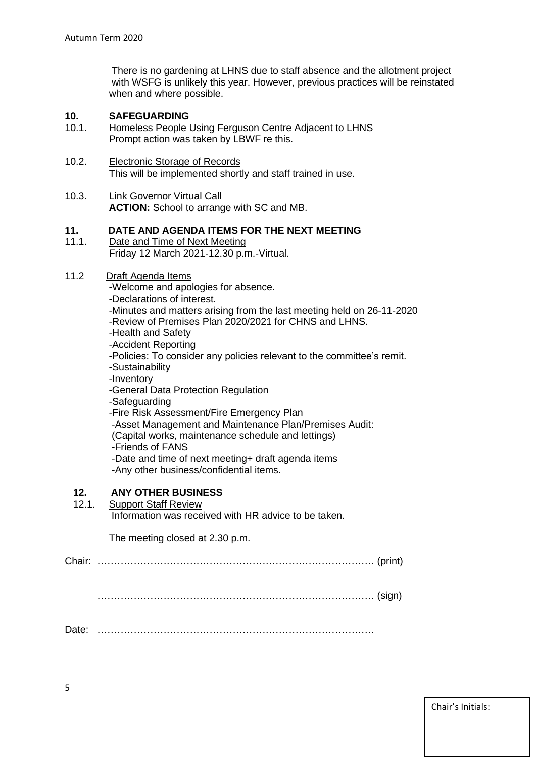There is no gardening at LHNS due to staff absence and the allotment project with WSFG is unlikely this year. However, previous practices will be reinstated when and where possible.

## 10. SAFEGUARDING

10.1. Homeless People Using Ferguson Centre Adjacent to LHNS
Prompt action was taken by LBWF re this.

10.2. Electronic Storage of Records
This will be implemented shortly and staff trained in use.

10.3. Link Governor Virtual Call
**ACTION:** School to arrange with SC and MB.

## 11. DATE AND AGENDA ITEMS FOR THE NEXT MEETING

11.1. Date and Time of Next Meeting
Friday 12 March 2021-12.30 p.m.-Virtual.

11.2 Draft Agenda Items
-Welcome and apologies for absence.
-Declarations of interest.
-Minutes and matters arising from the last meeting held on 26-11-2020
-Review of Premises Plan 2020/2021 for CHNS and LHNS.
-Health and Safety
-Accident Reporting
-Policies: To consider any policies relevant to the committee's remit.
-Sustainability
-Inventory
-General Data Protection Regulation
-Safeguarding
-Fire Risk Assessment/Fire Emergency Plan
-Asset Management and Maintenance Plan/Premises Audit:
(Capital works, maintenance schedule and lettings)
-Friends of FANS
-Date and time of next meeting+ draft agenda items
-Any other business/confidential items.

## 12. ANY OTHER BUSINESS

12.1. Support Staff Review
Information was received with HR advice to be taken.

The meeting closed at 2.30 p.m.

Chair: ………………………………………………………………………… (print)

………………………………………………………………………… (sign)

Date: …………………………………………………………………………

Chair's Initials: